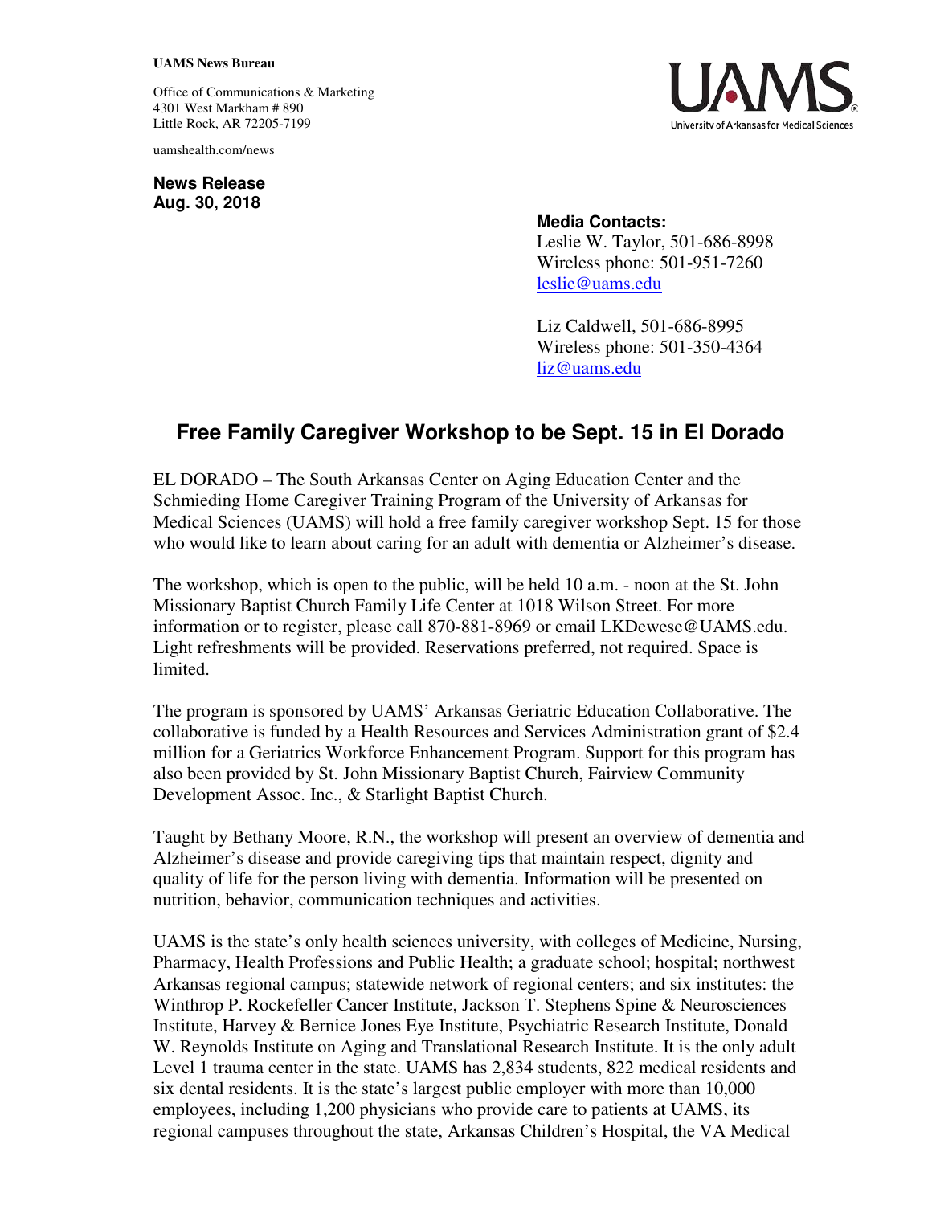**UAMS News Bureau**

Office of Communications & Marketing
4301 West Markham # 890
Little Rock, AR 72205-7199

uamshealth.com/news

UAMS
University of Arkansas for Medical Sciences

**News Release**
**Aug. 30, 2018**

**Media Contacts:**
Leslie W. Taylor, 501-686-8998
Wireless phone: 501-951-7260
leslie@uams.edu

Liz Caldwell, 501-686-8995
Wireless phone: 501-350-4364
liz@uams.edu

# Free Family Caregiver Workshop to be Sept. 15 in El Dorado

EL DORADO – The South Arkansas Center on Aging Education Center and the Schmieding Home Caregiver Training Program of the University of Arkansas for Medical Sciences (UAMS) will hold a free family caregiver workshop Sept. 15 for those who would like to learn about caring for an adult with dementia or Alzheimer's disease.

The workshop, which is open to the public, will be held 10 a.m. - noon at the St. John Missionary Baptist Church Family Life Center at 1018 Wilson Street. For more information or to register, please call 870-881-8969 or email LKDewese@UAMS.edu. Light refreshments will be provided. Reservations preferred, not required. Space is limited.

The program is sponsored by UAMS' Arkansas Geriatric Education Collaborative. The collaborative is funded by a Health Resources and Services Administration grant of $2.4 million for a Geriatrics Workforce Enhancement Program. Support for this program has also been provided by St. John Missionary Baptist Church, Fairview Community Development Assoc. Inc., & Starlight Baptist Church.

Taught by Bethany Moore, R.N., the workshop will present an overview of dementia and Alzheimer's disease and provide caregiving tips that maintain respect, dignity and quality of life for the person living with dementia. Information will be presented on nutrition, behavior, communication techniques and activities.

UAMS is the state's only health sciences university, with colleges of Medicine, Nursing, Pharmacy, Health Professions and Public Health; a graduate school; hospital; northwest Arkansas regional campus; statewide network of regional centers; and six institutes: the Winthrop P. Rockefeller Cancer Institute, Jackson T. Stephens Spine & Neurosciences Institute, Harvey & Bernice Jones Eye Institute, Psychiatric Research Institute, Donald W. Reynolds Institute on Aging and Translational Research Institute. It is the only adult Level 1 trauma center in the state. UAMS has 2,834 students, 822 medical residents and six dental residents. It is the state's largest public employer with more than 10,000 employees, including 1,200 physicians who provide care to patients at UAMS, its regional campuses throughout the state, Arkansas Children's Hospital, the VA Medical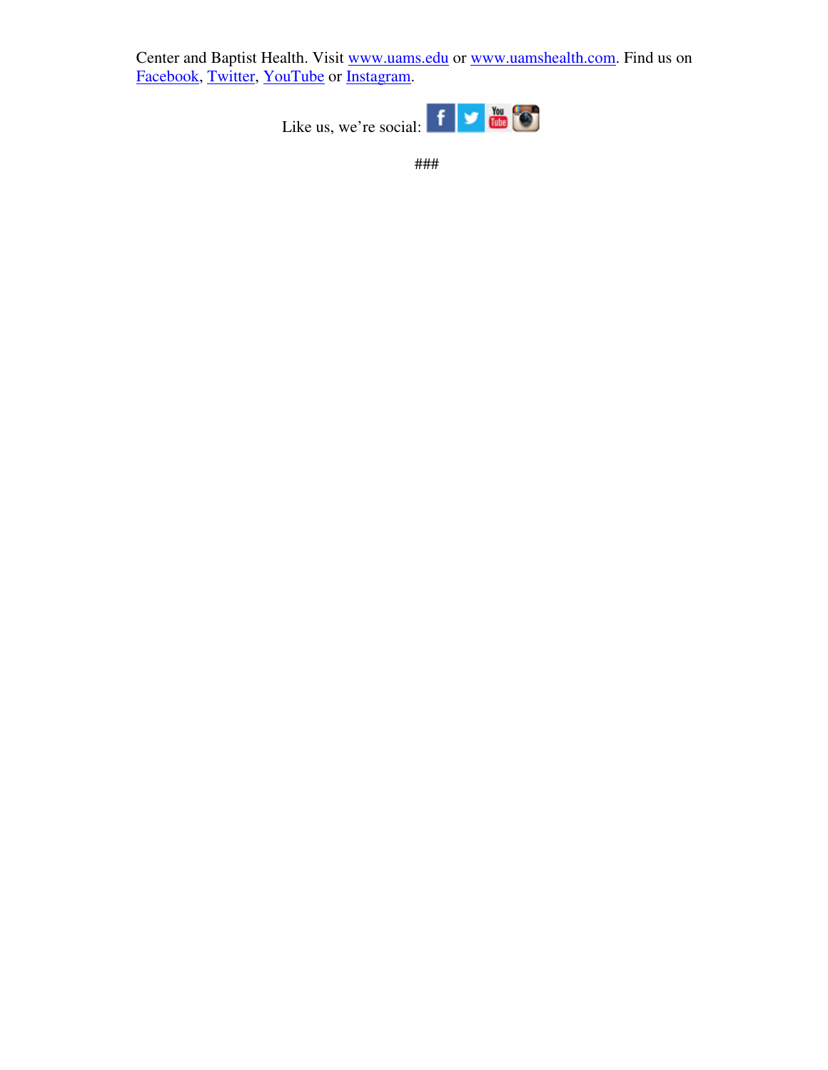Center and Baptist Health. Visit www.uams.edu or www.uamshealth.com. Find us on Facebook, Twitter, YouTube or Instagram.

Like us, we're social:

###